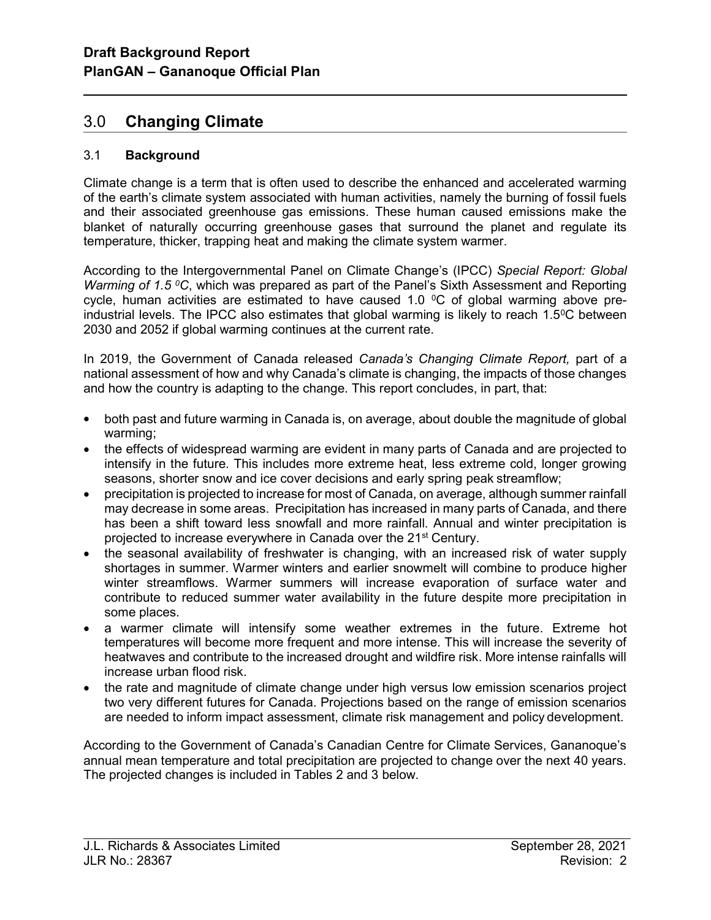## 3.0 Changing Climate

### 3.1 Background

Climate change is a term that is often used to describe the enhanced and accelerated warming of the earth's climate system associated with human activities, namely the burning of fossil fuels and their associated greenhouse gas emissions. These human caused emissions make the blanket of naturally occurring greenhouse gases that surround the planet and regulate its temperature, thicker, trapping heat and making the climate system warmer.

According to the Intergovernmental Panel on Climate Change's (IPCC) *Special Report: Global Warming of 1.5 $^0C$*, which was prepared as part of the Panel's Sixth Assessment and Reporting cycle, human activities are estimated to have caused 1.0 $^0$C of global warming above pre-industrial levels. The IPCC also estimates that global warming is likely to reach 1.5$^0$C between 2030 and 2052 if global warming continues at the current rate.

In 2019, the Government of Canada released *Canada's Changing Climate Report,* part of a national assessment of how and why Canada's climate is changing, the impacts of those changes and how the country is adapting to the change. This report concludes, in part, that:

- both past and future warming in Canada is, on average, about double the magnitude of global warming;
- the effects of widespread warming are evident in many parts of Canada and are projected to intensify in the future. This includes more extreme heat, less extreme cold, longer growing seasons, shorter snow and ice cover decisions and early spring peak streamflow;
- precipitation is projected to increase for most of Canada, on average, although summer rainfall may decrease in some areas. Precipitation has increased in many parts of Canada, and there has been a shift toward less snowfall and more rainfall. Annual and winter precipitation is projected to increase everywhere in Canada over the 21st Century.
- the seasonal availability of freshwater is changing, with an increased risk of water supply shortages in summer. Warmer winters and earlier snowmelt will combine to produce higher winter streamflows. Warmer summers will increase evaporation of surface water and contribute to reduced summer water availability in the future despite more precipitation in some places.
- a warmer climate will intensify some weather extremes in the future. Extreme hot temperatures will become more frequent and more intense. This will increase the severity of heatwaves and contribute to the increased drought and wildfire risk. More intense rainfalls will increase urban flood risk.
- the rate and magnitude of climate change under high versus low emission scenarios project two very different futures for Canada. Projections based on the range of emission scenarios are needed to inform impact assessment, climate risk management and policy development.

According to the Government of Canada's Canadian Centre for Climate Services, Gananoque's annual mean temperature and total precipitation are projected to change over the next 40 years. The projected changes is included in Tables 2 and 3 below.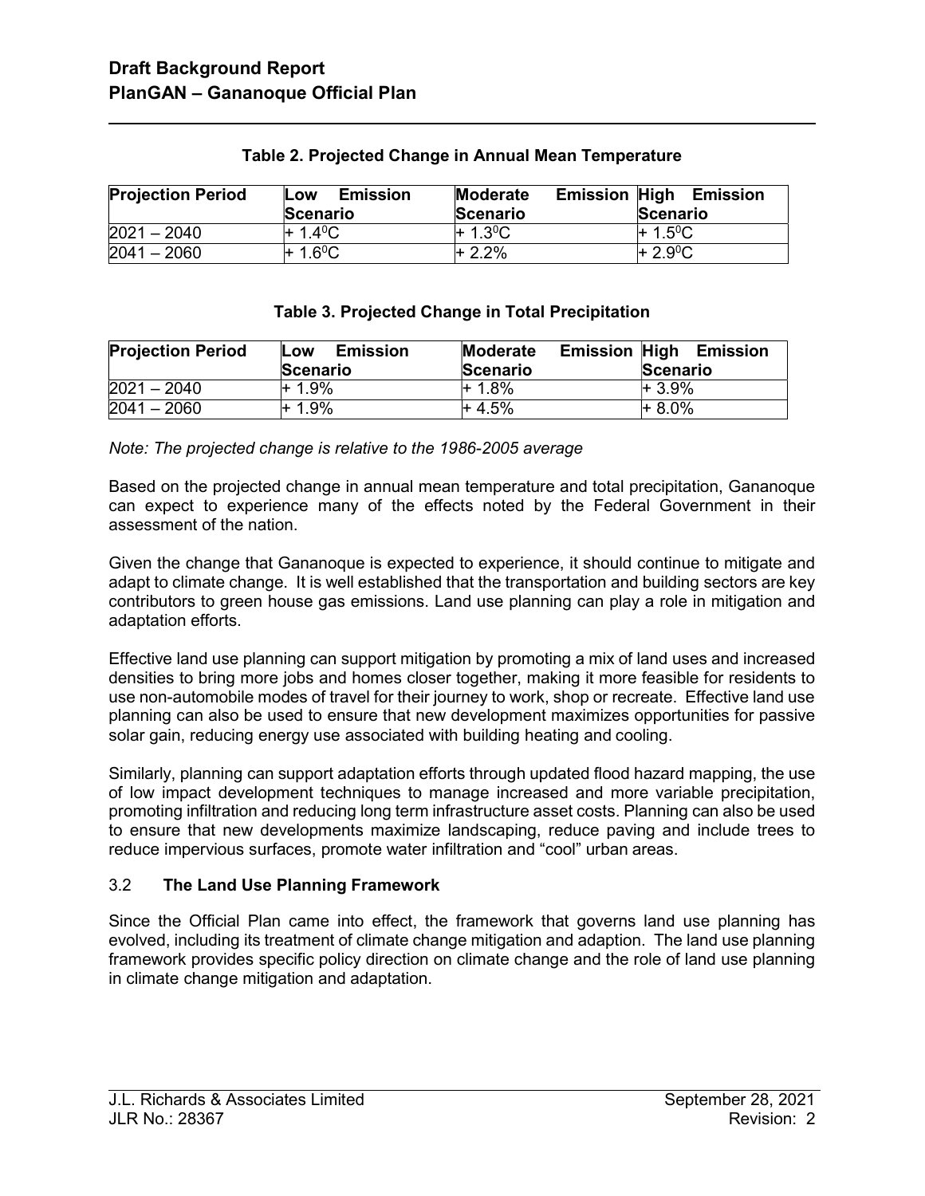**Table 2. Projected Change in Annual Mean Temperature**

| Projection Period | Low Emission Scenario | Moderate Emission Scenario | High Emission Scenario |
|---|---|---|---|
| 2021 – 2040 | + 1.4$^0$C | + 1.3$^0$C | + 1.5$^0$C |
| 2041 – 2060 | + 1.6$^0$C | + 2.2% | + 2.9$^0$C |

**Table 3. Projected Change in Total Precipitation**

| Projection Period | Low Emission Scenario | Moderate Emission Scenario | High Emission Scenario |
|---|---|---|---|
| 2021 – 2040 | + 1.9% | + 1.8% | + 3.9% |
| 2041 – 2060 | + 1.9% | + 4.5% | + 8.0% |

*Note: The projected change is relative to the 1986-2005 average*

Based on the projected change in annual mean temperature and total precipitation, Gananoque can expect to experience many of the effects noted by the Federal Government in their assessment of the nation.

Given the change that Gananoque is expected to experience, it should continue to mitigate and adapt to climate change. It is well established that the transportation and building sectors are key contributors to green house gas emissions. Land use planning can play a role in mitigation and adaptation efforts.

Effective land use planning can support mitigation by promoting a mix of land uses and increased densities to bring more jobs and homes closer together, making it more feasible for residents to use non-automobile modes of travel for their journey to work, shop or recreate. Effective land use planning can also be used to ensure that new development maximizes opportunities for passive solar gain, reducing energy use associated with building heating and cooling.

Similarly, planning can support adaptation efforts through updated flood hazard mapping, the use of low impact development techniques to manage increased and more variable precipitation, promoting infiltration and reducing long term infrastructure asset costs. Planning can also be used to ensure that new developments maximize landscaping, reduce paving and include trees to reduce impervious surfaces, promote water infiltration and "cool" urban areas.

### 3.2 **The Land Use Planning Framework**

Since the Official Plan came into effect, the framework that governs land use planning has evolved, including its treatment of climate change mitigation and adaption. The land use planning framework provides specific policy direction on climate change and the role of land use planning in climate change mitigation and adaptation.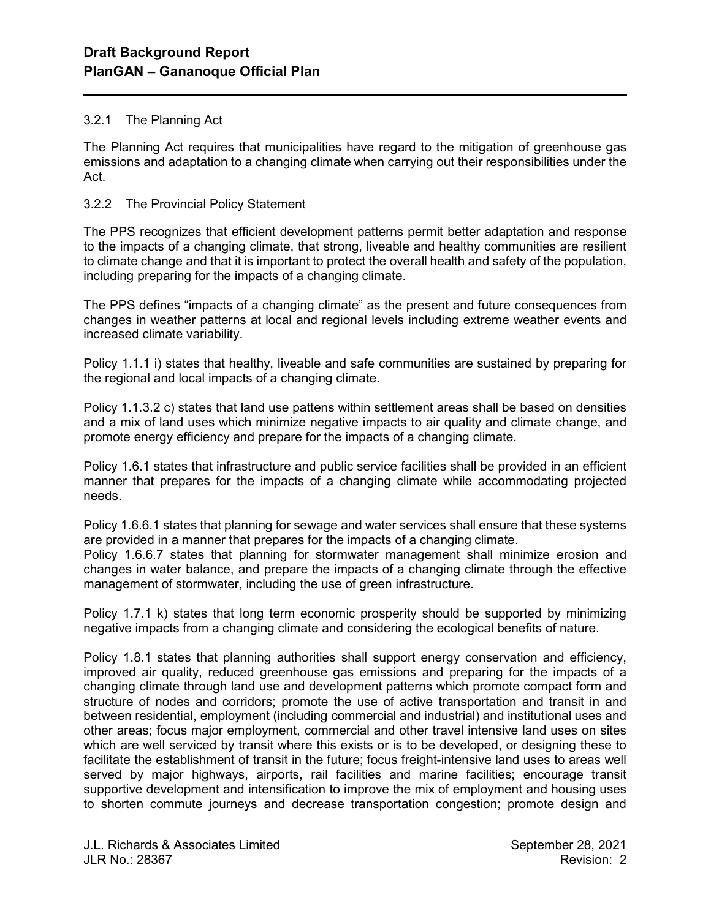### 3.2.1 The Planning Act

The Planning Act requires that municipalities have regard to the mitigation of greenhouse gas emissions and adaptation to a changing climate when carrying out their responsibilities under the Act.

### 3.2.2 The Provincial Policy Statement

The PPS recognizes that efficient development patterns permit better adaptation and response to the impacts of a changing climate, that strong, liveable and healthy communities are resilient to climate change and that it is important to protect the overall health and safety of the population, including preparing for the impacts of a changing climate.

The PPS defines "impacts of a changing climate" as the present and future consequences from changes in weather patterns at local and regional levels including extreme weather events and increased climate variability.

Policy 1.1.1 i) states that healthy, liveable and safe communities are sustained by preparing for the regional and local impacts of a changing climate.

Policy 1.1.3.2 c) states that land use pattens within settlement areas shall be based on densities and a mix of land uses which minimize negative impacts to air quality and climate change, and promote energy efficiency and prepare for the impacts of a changing climate.

Policy 1.6.1 states that infrastructure and public service facilities shall be provided in an efficient manner that prepares for the impacts of a changing climate while accommodating projected needs.

Policy 1.6.6.1 states that planning for sewage and water services shall ensure that these systems are provided in a manner that prepares for the impacts of a changing climate.

Policy 1.6.6.7 states that planning for stormwater management shall minimize erosion and changes in water balance, and prepare the impacts of a changing climate through the effective management of stormwater, including the use of green infrastructure.

Policy 1.7.1 k) states that long term economic prosperity should be supported by minimizing negative impacts from a changing climate and considering the ecological benefits of nature.

Policy 1.8.1 states that planning authorities shall support energy conservation and efficiency, improved air quality, reduced greenhouse gas emissions and preparing for the impacts of a changing climate through land use and development patterns which promote compact form and structure of nodes and corridors; promote the use of active transportation and transit in and between residential, employment (including commercial and industrial) and institutional uses and other areas; focus major employment, commercial and other travel intensive land uses on sites which are well serviced by transit where this exists or is to be developed, or designing these to facilitate the establishment of transit in the future; focus freight-intensive land uses to areas well served by major highways, airports, rail facilities and marine facilities; encourage transit supportive development and intensification to improve the mix of employment and housing uses to shorten commute journeys and decrease transportation congestion; promote design and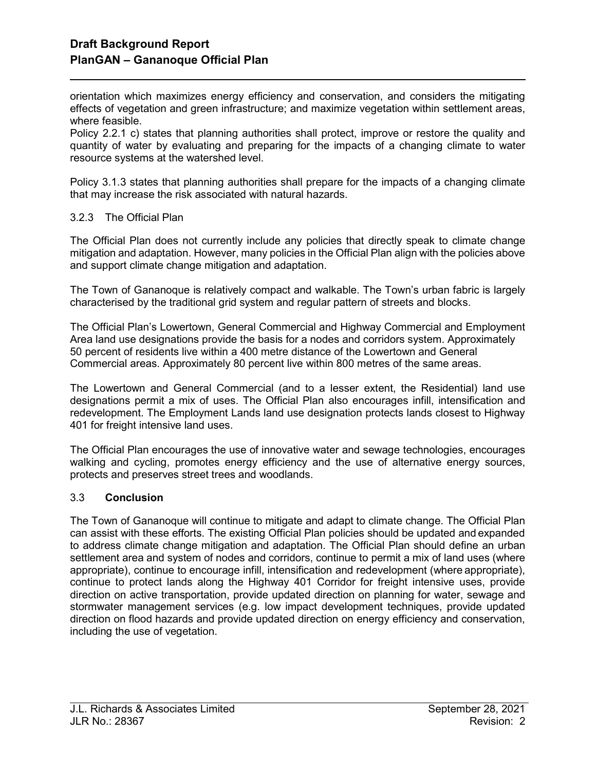orientation which maximizes energy efficiency and conservation, and considers the mitigating effects of vegetation and green infrastructure; and maximize vegetation within settlement areas, where feasible.

Policy 2.2.1 c) states that planning authorities shall protect, improve or restore the quality and quantity of water by evaluating and preparing for the impacts of a changing climate to water resource systems at the watershed level.

Policy 3.1.3 states that planning authorities shall prepare for the impacts of a changing climate that may increase the risk associated with natural hazards.

### 3.2.3 The Official Plan

The Official Plan does not currently include any policies that directly speak to climate change mitigation and adaptation. However, many policies in the Official Plan align with the policies above and support climate change mitigation and adaptation.

The Town of Gananoque is relatively compact and walkable. The Town's urban fabric is largely characterised by the traditional grid system and regular pattern of streets and blocks.

The Official Plan's Lowertown, General Commercial and Highway Commercial and Employment Area land use designations provide the basis for a nodes and corridors system. Approximately 50 percent of residents live within a 400 metre distance of the Lowertown and General Commercial areas. Approximately 80 percent live within 800 metres of the same areas.

The Lowertown and General Commercial (and to a lesser extent, the Residential) land use designations permit a mix of uses. The Official Plan also encourages infill, intensification and redevelopment. The Employment Lands land use designation protects lands closest to Highway 401 for freight intensive land uses.

The Official Plan encourages the use of innovative water and sewage technologies, encourages walking and cycling, promotes energy efficiency and the use of alternative energy sources, protects and preserves street trees and woodlands.

## 3.3 **Conclusion**

The Town of Gananoque will continue to mitigate and adapt to climate change. The Official Plan can assist with these efforts. The existing Official Plan policies should be updated and expanded to address climate change mitigation and adaptation. The Official Plan should define an urban settlement area and system of nodes and corridors, continue to permit a mix of land uses (where appropriate), continue to encourage infill, intensification and redevelopment (where appropriate), continue to protect lands along the Highway 401 Corridor for freight intensive uses, provide direction on active transportation, provide updated direction on planning for water, sewage and stormwater management services (e.g. low impact development techniques, provide updated direction on flood hazards and provide updated direction on energy efficiency and conservation, including the use of vegetation.